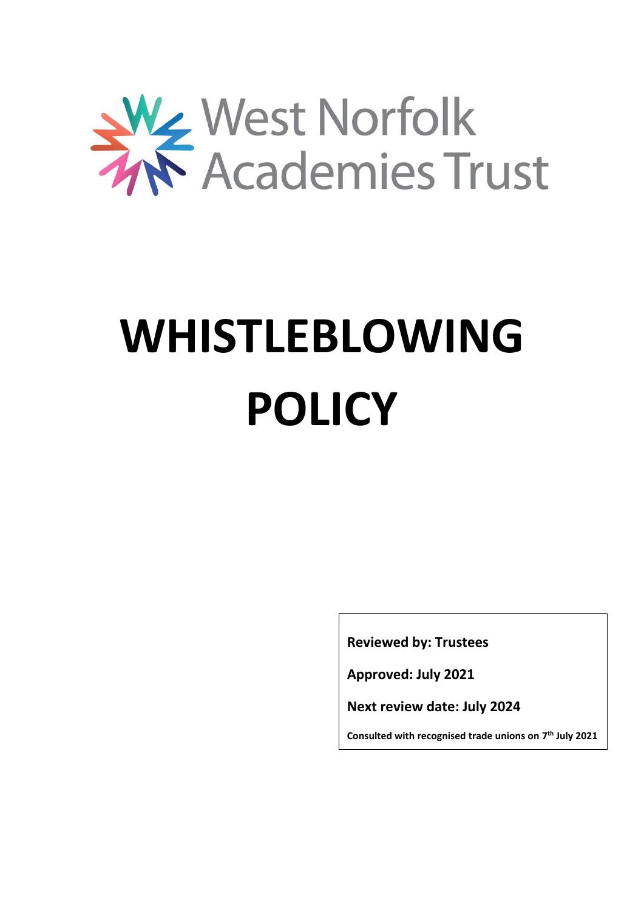West Norfolk Academies Trust

# WHISTLEBLOWING POLICY

**Reviewed by: Trustees**

**Approved: July 2021**

**Next review date: July 2024**

**Consulted with recognised trade unions on 7th July 2021**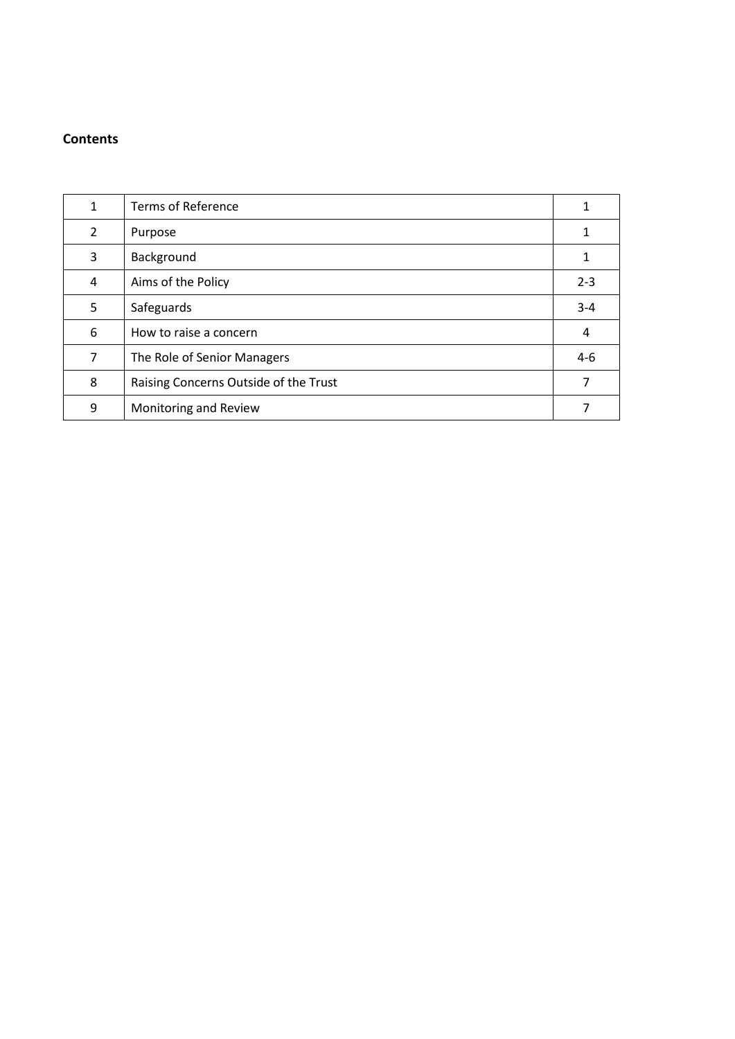**Contents**

| | | |
|---|---|---|
| 1 | Terms of Reference | 1 |
| 2 | Purpose | 1 |
| 3 | Background | 1 |
| 4 | Aims of the Policy | 2-3 |
| 5 | Safeguards | 3-4 |
| 6 | How to raise a concern | 4 |
| 7 | The Role of Senior Managers | 4-6 |
| 8 | Raising Concerns Outside of the Trust | 7 |
| 9 | Monitoring and Review | 7 |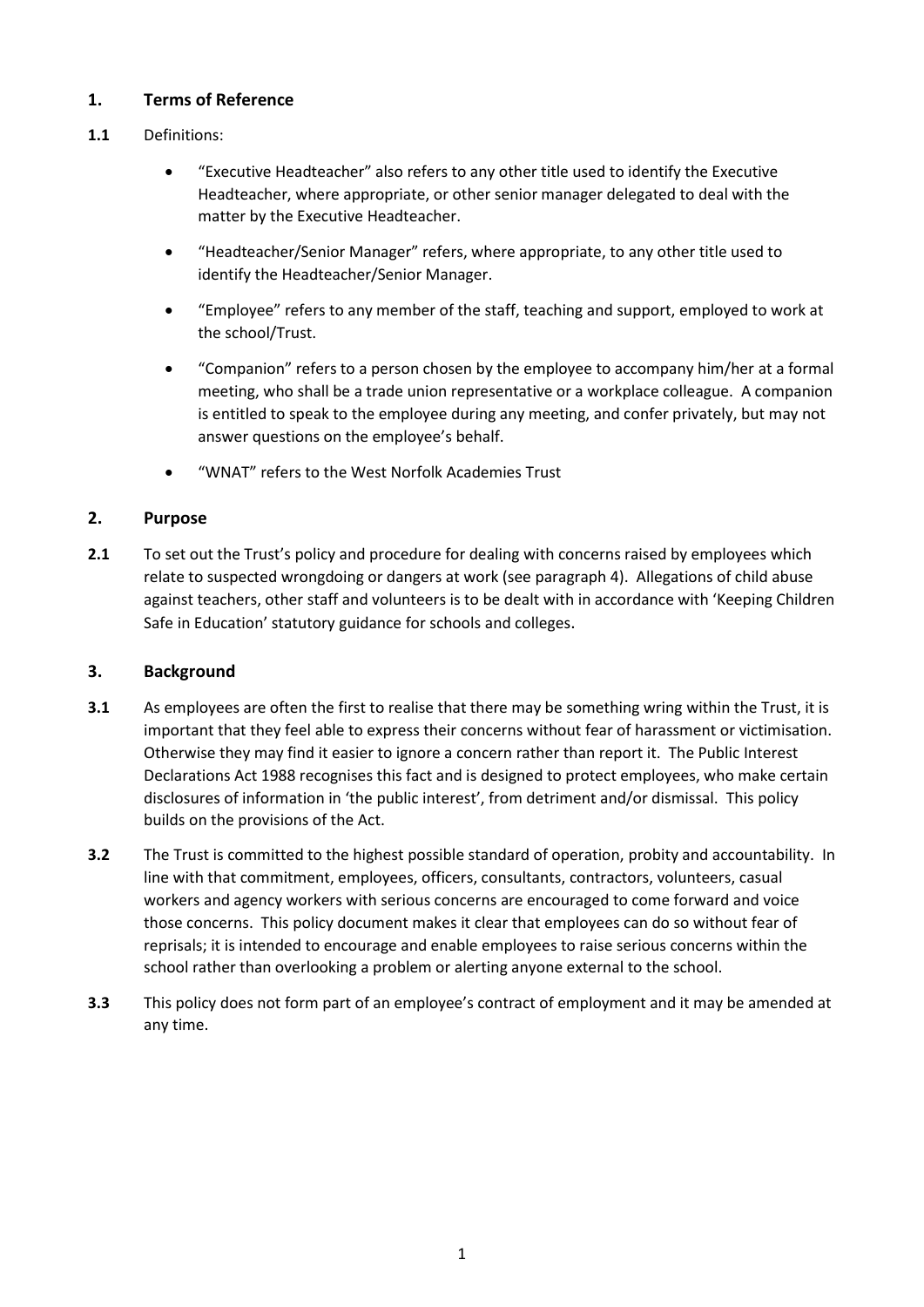## 1. Terms of Reference

**1.1** Definitions:

- "Executive Headteacher" also refers to any other title used to identify the Executive Headteacher, where appropriate, or other senior manager delegated to deal with the matter by the Executive Headteacher.
- "Headteacher/Senior Manager" refers, where appropriate, to any other title used to identify the Headteacher/Senior Manager.
- "Employee" refers to any member of the staff, teaching and support, employed to work at the school/Trust.
- "Companion" refers to a person chosen by the employee to accompany him/her at a formal meeting, who shall be a trade union representative or a workplace colleague. A companion is entitled to speak to the employee during any meeting, and confer privately, but may not answer questions on the employee's behalf.
- "WNAT" refers to the West Norfolk Academies Trust

## 2. Purpose

**2.1** To set out the Trust's policy and procedure for dealing with concerns raised by employees which relate to suspected wrongdoing or dangers at work (see paragraph 4). Allegations of child abuse against teachers, other staff and volunteers is to be dealt with in accordance with 'Keeping Children Safe in Education' statutory guidance for schools and colleges.

## 3. Background

**3.1** As employees are often the first to realise that there may be something wring within the Trust, it is important that they feel able to express their concerns without fear of harassment or victimisation. Otherwise they may find it easier to ignore a concern rather than report it. The Public Interest Declarations Act 1988 recognises this fact and is designed to protect employees, who make certain disclosures of information in 'the public interest', from detriment and/or dismissal. This policy builds on the provisions of the Act.

**3.2** The Trust is committed to the highest possible standard of operation, probity and accountability. In line with that commitment, employees, officers, consultants, contractors, volunteers, casual workers and agency workers with serious concerns are encouraged to come forward and voice those concerns. This policy document makes it clear that employees can do so without fear of reprisals; it is intended to encourage and enable employees to raise serious concerns within the school rather than overlooking a problem or alerting anyone external to the school.

**3.3** This policy does not form part of an employee's contract of employment and it may be amended at any time.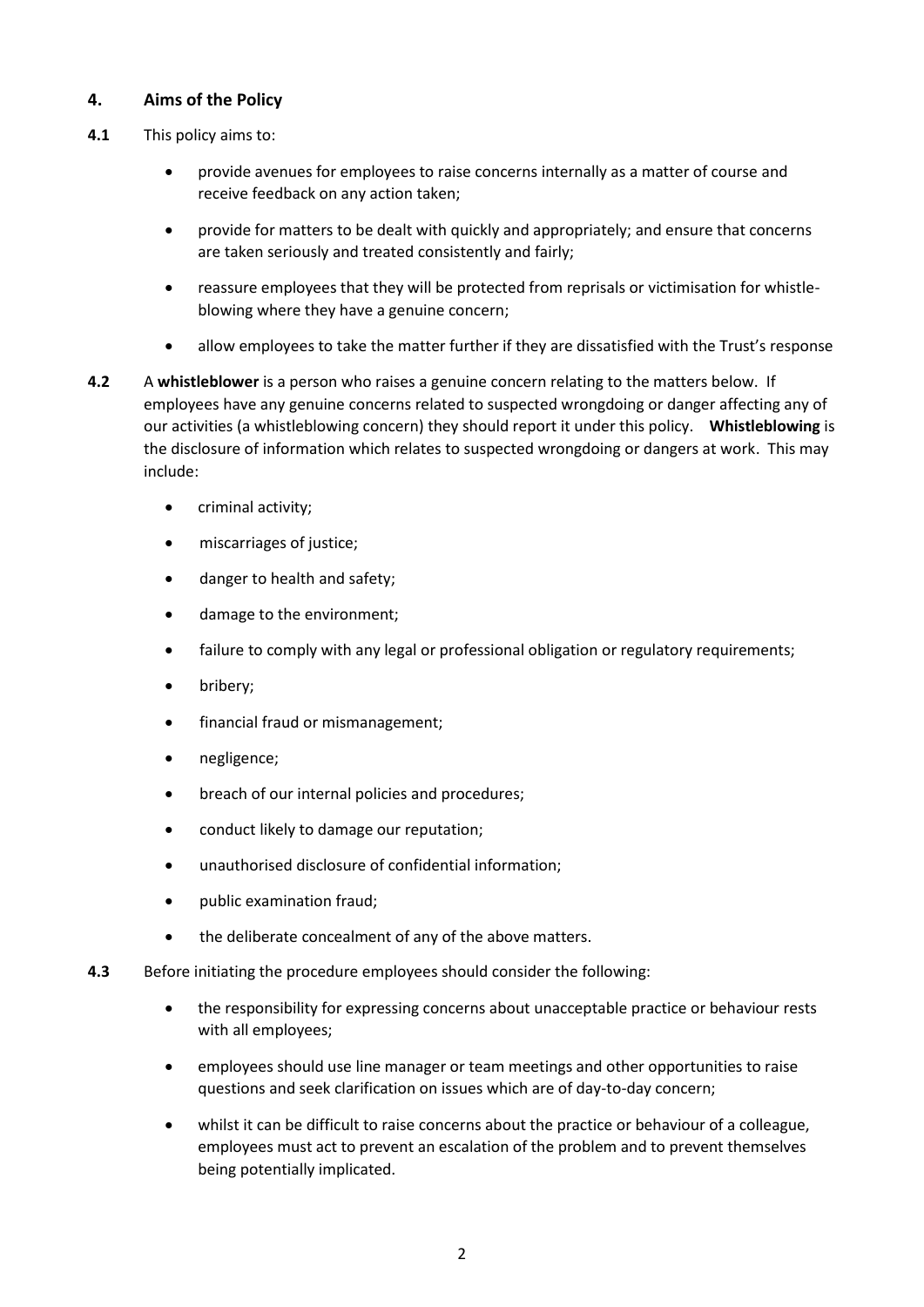## 4. Aims of the Policy

**4.1** This policy aims to:

- provide avenues for employees to raise concerns internally as a matter of course and receive feedback on any action taken;
- provide for matters to be dealt with quickly and appropriately; and ensure that concerns are taken seriously and treated consistently and fairly;
- reassure employees that they will be protected from reprisals or victimisation for whistle-blowing where they have a genuine concern;
- allow employees to take the matter further if they are dissatisfied with the Trust's response

**4.2** A **whistleblower** is a person who raises a genuine concern relating to the matters below. If employees have any genuine concerns related to suspected wrongdoing or danger affecting any of our activities (a whistleblowing concern) they should report it under this policy. **Whistleblowing** is the disclosure of information which relates to suspected wrongdoing or dangers at work. This may include:

- criminal activity;
- miscarriages of justice;
- danger to health and safety;
- damage to the environment;
- failure to comply with any legal or professional obligation or regulatory requirements;
- bribery;
- financial fraud or mismanagement;
- negligence;
- breach of our internal policies and procedures;
- conduct likely to damage our reputation;
- unauthorised disclosure of confidential information;
- public examination fraud;
- the deliberate concealment of any of the above matters.

**4.3** Before initiating the procedure employees should consider the following:

- the responsibility for expressing concerns about unacceptable practice or behaviour rests with all employees;
- employees should use line manager or team meetings and other opportunities to raise questions and seek clarification on issues which are of day-to-day concern;
- whilst it can be difficult to raise concerns about the practice or behaviour of a colleague, employees must act to prevent an escalation of the problem and to prevent themselves being potentially implicated.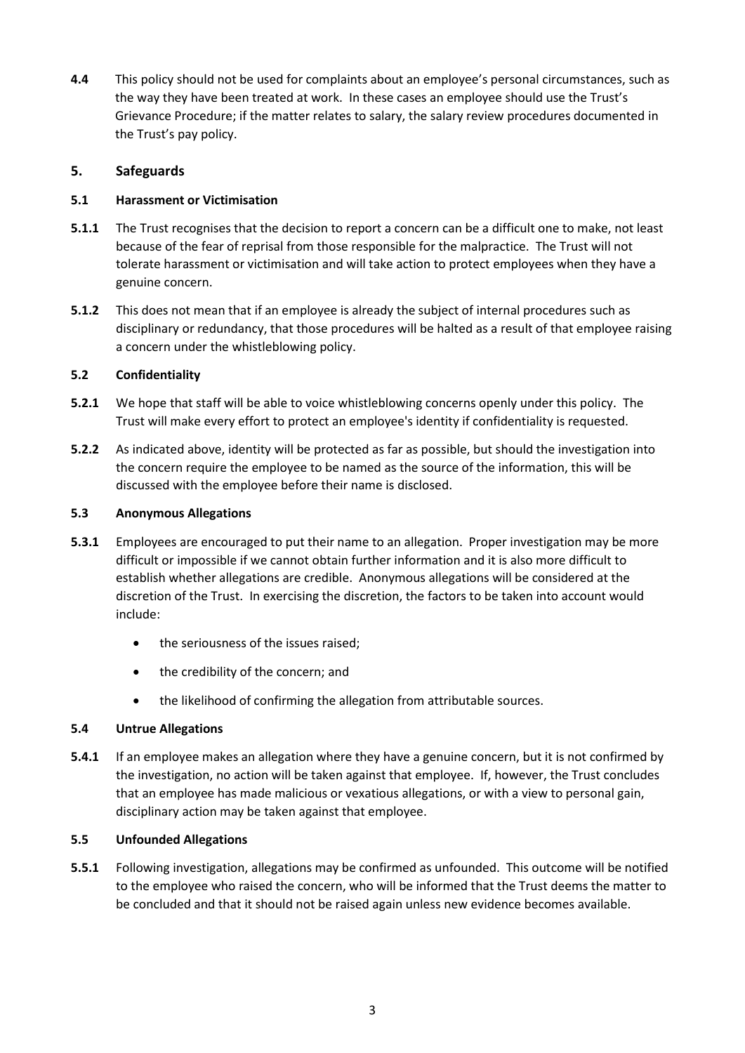**4.4** This policy should not be used for complaints about an employee's personal circumstances, such as the way they have been treated at work. In these cases an employee should use the Trust's Grievance Procedure; if the matter relates to salary, the salary review procedures documented in the Trust's pay policy.

## 5. Safeguards

### 5.1 Harassment or Victimisation

**5.1.1** The Trust recognises that the decision to report a concern can be a difficult one to make, not least because of the fear of reprisal from those responsible for the malpractice. The Trust will not tolerate harassment or victimisation and will take action to protect employees when they have a genuine concern.

**5.1.2** This does not mean that if an employee is already the subject of internal procedures such as disciplinary or redundancy, that those procedures will be halted as a result of that employee raising a concern under the whistleblowing policy.

### 5.2 Confidentiality

**5.2.1** We hope that staff will be able to voice whistleblowing concerns openly under this policy. The Trust will make every effort to protect an employee's identity if confidentiality is requested.

**5.2.2** As indicated above, identity will be protected as far as possible, but should the investigation into the concern require the employee to be named as the source of the information, this will be discussed with the employee before their name is disclosed.

### 5.3 Anonymous Allegations

**5.3.1** Employees are encouraged to put their name to an allegation. Proper investigation may be more difficult or impossible if we cannot obtain further information and it is also more difficult to establish whether allegations are credible. Anonymous allegations will be considered at the discretion of the Trust. In exercising the discretion, the factors to be taken into account would include:

- the seriousness of the issues raised;
- the credibility of the concern; and
- the likelihood of confirming the allegation from attributable sources.

### 5.4 Untrue Allegations

**5.4.1** If an employee makes an allegation where they have a genuine concern, but it is not confirmed by the investigation, no action will be taken against that employee. If, however, the Trust concludes that an employee has made malicious or vexatious allegations, or with a view to personal gain, disciplinary action may be taken against that employee.

### 5.5 Unfounded Allegations

**5.5.1** Following investigation, allegations may be confirmed as unfounded. This outcome will be notified to the employee who raised the concern, who will be informed that the Trust deems the matter to be concluded and that it should not be raised again unless new evidence becomes available.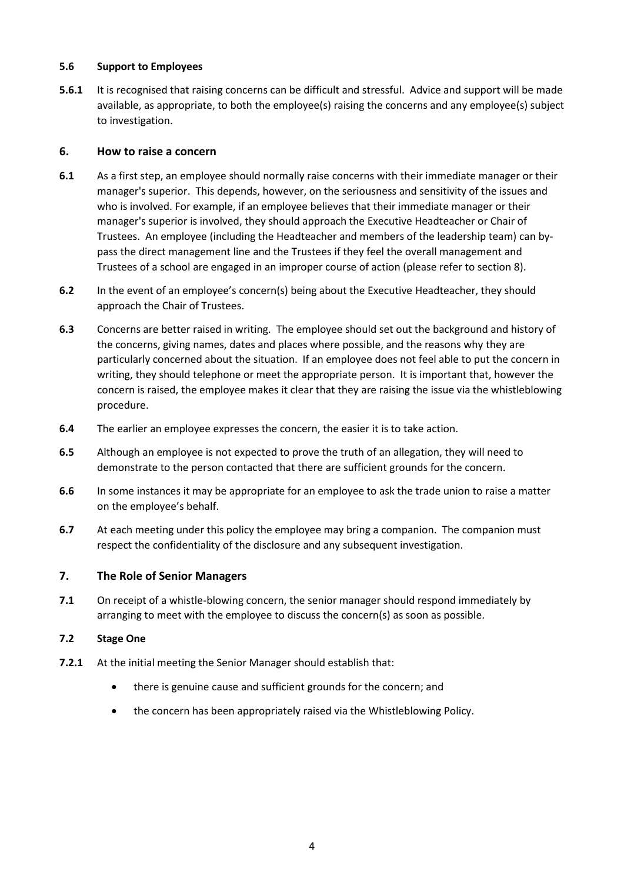#### 5.6 Support to Employees

**5.6.1** It is recognised that raising concerns can be difficult and stressful. Advice and support will be made available, as appropriate, to both the employee(s) raising the concerns and any employee(s) subject to investigation.

## 6. How to raise a concern

**6.1** As a first step, an employee should normally raise concerns with their immediate manager or their manager's superior. This depends, however, on the seriousness and sensitivity of the issues and who is involved. For example, if an employee believes that their immediate manager or their manager's superior is involved, they should approach the Executive Headteacher or Chair of Trustees. An employee (including the Headteacher and members of the leadership team) can by-pass the direct management line and the Trustees if they feel the overall management and Trustees of a school are engaged in an improper course of action (please refer to section 8).

**6.2** In the event of an employee's concern(s) being about the Executive Headteacher, they should approach the Chair of Trustees.

**6.3** Concerns are better raised in writing. The employee should set out the background and history of the concerns, giving names, dates and places where possible, and the reasons why they are particularly concerned about the situation. If an employee does not feel able to put the concern in writing, they should telephone or meet the appropriate person. It is important that, however the concern is raised, the employee makes it clear that they are raising the issue via the whistleblowing procedure.

**6.4** The earlier an employee expresses the concern, the easier it is to take action.

**6.5** Although an employee is not expected to prove the truth of an allegation, they will need to demonstrate to the person contacted that there are sufficient grounds for the concern.

**6.6** In some instances it may be appropriate for an employee to ask the trade union to raise a matter on the employee's behalf.

**6.7** At each meeting under this policy the employee may bring a companion. The companion must respect the confidentiality of the disclosure and any subsequent investigation.

## 7. The Role of Senior Managers

**7.1** On receipt of a whistle-blowing concern, the senior manager should respond immediately by arranging to meet with the employee to discuss the concern(s) as soon as possible.

#### 7.2 Stage One

**7.2.1** At the initial meeting the Senior Manager should establish that:

- there is genuine cause and sufficient grounds for the concern; and
- the concern has been appropriately raised via the Whistleblowing Policy.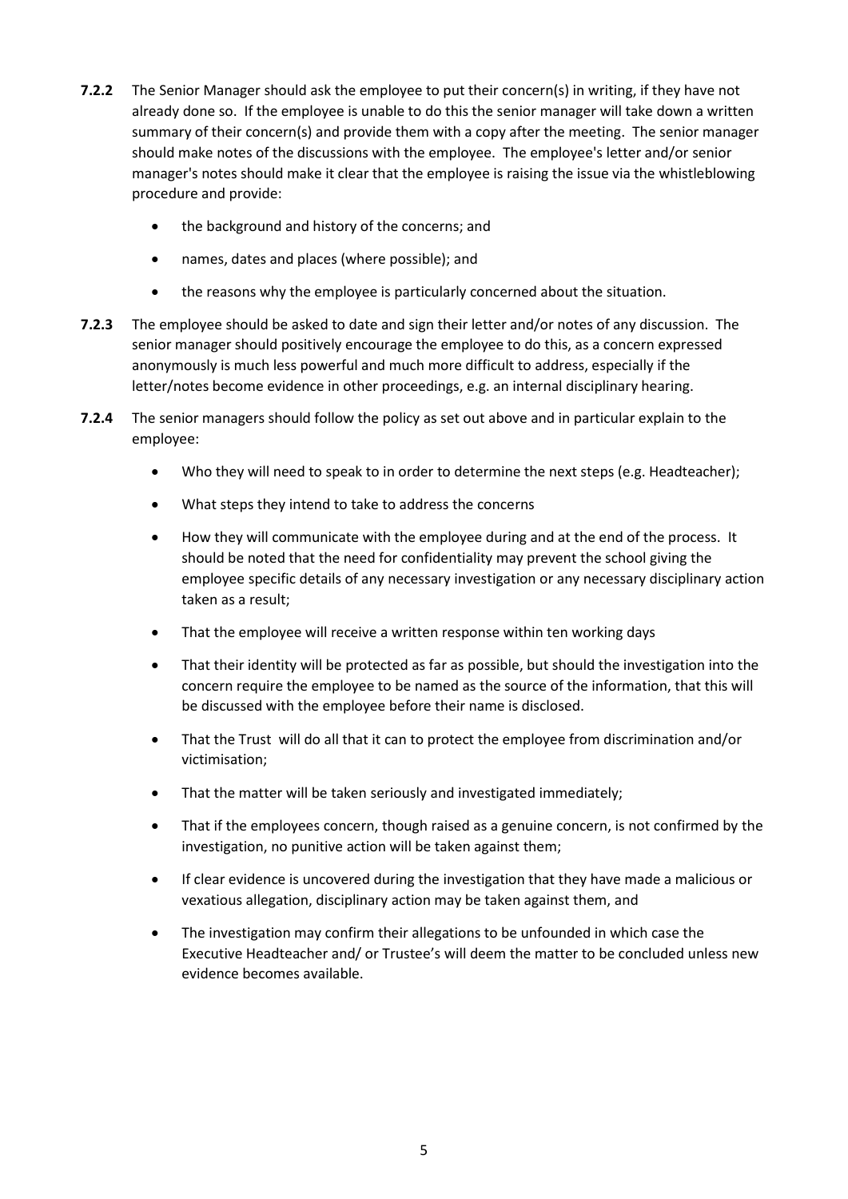**7.2.2** The Senior Manager should ask the employee to put their concern(s) in writing, if they have not already done so. If the employee is unable to do this the senior manager will take down a written summary of their concern(s) and provide them with a copy after the meeting. The senior manager should make notes of the discussions with the employee. The employee's letter and/or senior manager's notes should make it clear that the employee is raising the issue via the whistleblowing procedure and provide:

- the background and history of the concerns; and
- names, dates and places (where possible); and
- the reasons why the employee is particularly concerned about the situation.

**7.2.3** The employee should be asked to date and sign their letter and/or notes of any discussion. The senior manager should positively encourage the employee to do this, as a concern expressed anonymously is much less powerful and much more difficult to address, especially if the letter/notes become evidence in other proceedings, e.g. an internal disciplinary hearing.

**7.2.4** The senior managers should follow the policy as set out above and in particular explain to the employee:

- Who they will need to speak to in order to determine the next steps (e.g. Headteacher);
- What steps they intend to take to address the concerns
- How they will communicate with the employee during and at the end of the process. It should be noted that the need for confidentiality may prevent the school giving the employee specific details of any necessary investigation or any necessary disciplinary action taken as a result;
- That the employee will receive a written response within ten working days
- That their identity will be protected as far as possible, but should the investigation into the concern require the employee to be named as the source of the information, that this will be discussed with the employee before their name is disclosed.
- That the Trust will do all that it can to protect the employee from discrimination and/or victimisation;
- That the matter will be taken seriously and investigated immediately;
- That if the employees concern, though raised as a genuine concern, is not confirmed by the investigation, no punitive action will be taken against them;
- If clear evidence is uncovered during the investigation that they have made a malicious or vexatious allegation, disciplinary action may be taken against them, and
- The investigation may confirm their allegations to be unfounded in which case the Executive Headteacher and/ or Trustee's will deem the matter to be concluded unless new evidence becomes available.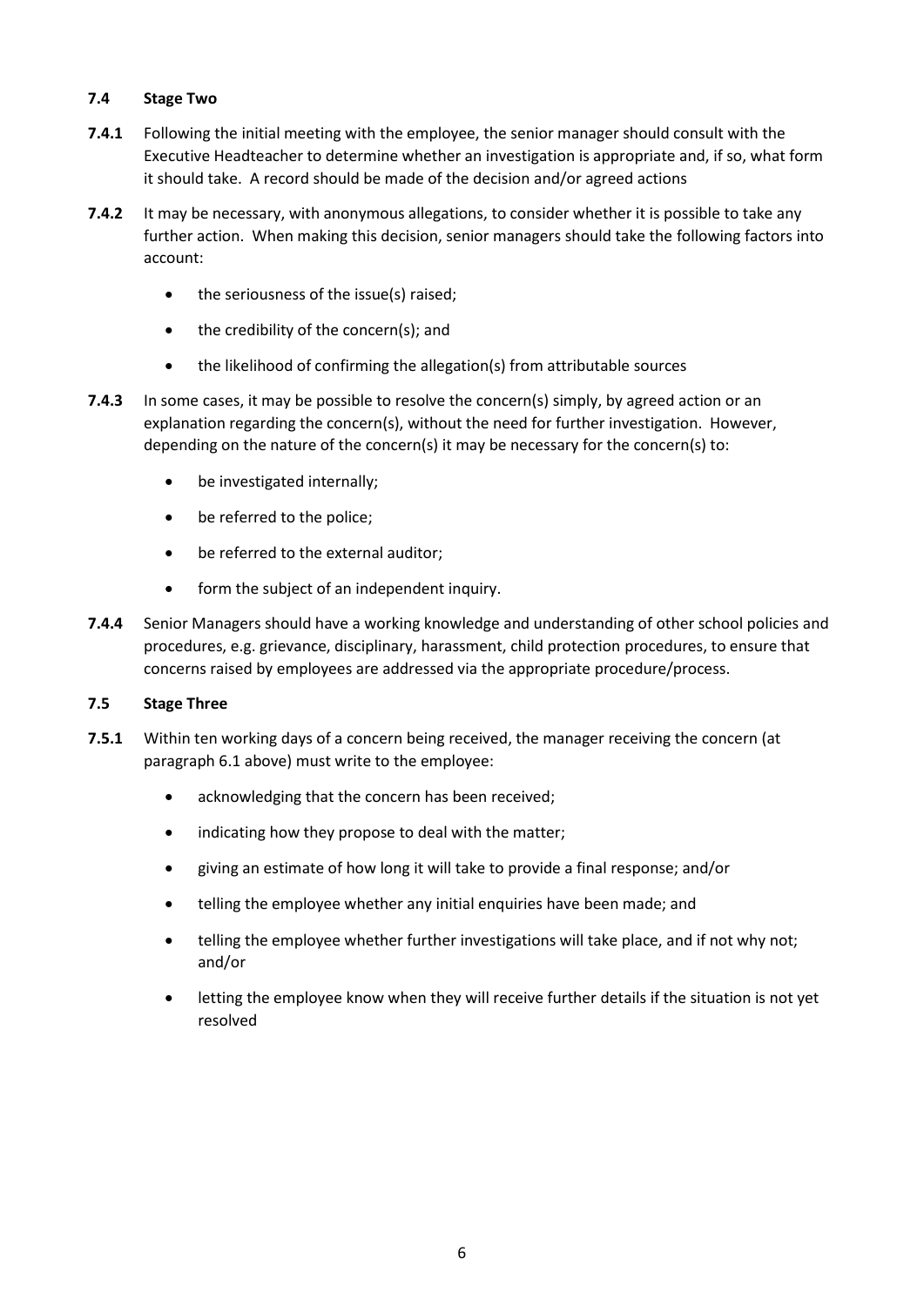### 7.4 Stage Two

**7.4.1** Following the initial meeting with the employee, the senior manager should consult with the Executive Headteacher to determine whether an investigation is appropriate and, if so, what form it should take. A record should be made of the decision and/or agreed actions

**7.4.2** It may be necessary, with anonymous allegations, to consider whether it is possible to take any further action. When making this decision, senior managers should take the following factors into account:

- the seriousness of the issue(s) raised;
- the credibility of the concern(s); and
- the likelihood of confirming the allegation(s) from attributable sources

**7.4.3** In some cases, it may be possible to resolve the concern(s) simply, by agreed action or an explanation regarding the concern(s), without the need for further investigation. However, depending on the nature of the concern(s) it may be necessary for the concern(s) to:

- be investigated internally;
- be referred to the police;
- be referred to the external auditor;
- form the subject of an independent inquiry.

**7.4.4** Senior Managers should have a working knowledge and understanding of other school policies and procedures, e.g. grievance, disciplinary, harassment, child protection procedures, to ensure that concerns raised by employees are addressed via the appropriate procedure/process.

### 7.5 Stage Three

**7.5.1** Within ten working days of a concern being received, the manager receiving the concern (at paragraph 6.1 above) must write to the employee:

- acknowledging that the concern has been received;
- indicating how they propose to deal with the matter;
- giving an estimate of how long it will take to provide a final response; and/or
- telling the employee whether any initial enquiries have been made; and
- telling the employee whether further investigations will take place, and if not why not; and/or
- letting the employee know when they will receive further details if the situation is not yet resolved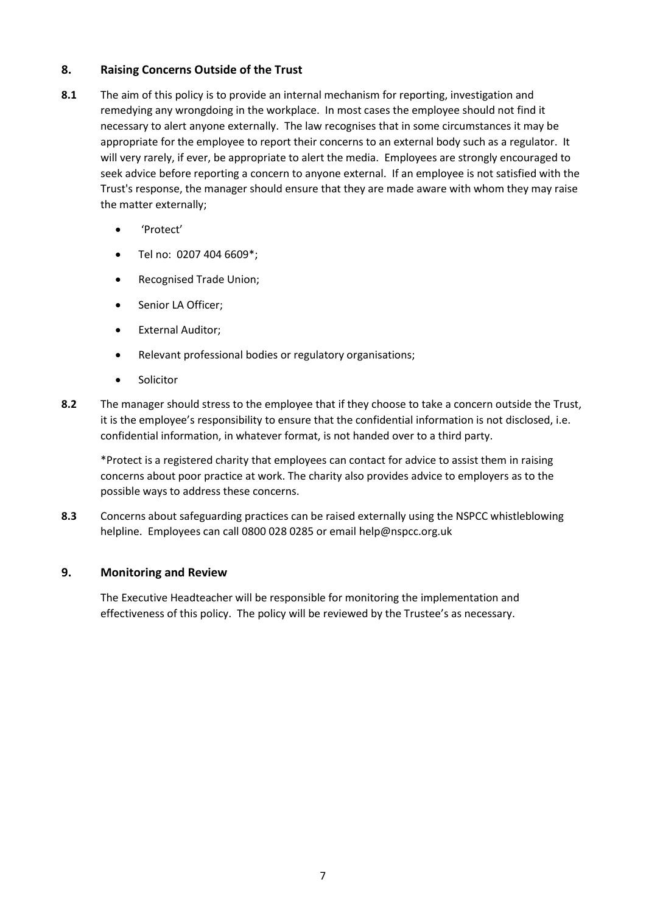## 8. Raising Concerns Outside of the Trust

**8.1** The aim of this policy is to provide an internal mechanism for reporting, investigation and remedying any wrongdoing in the workplace. In most cases the employee should not find it necessary to alert anyone externally. The law recognises that in some circumstances it may be appropriate for the employee to report their concerns to an external body such as a regulator. It will very rarely, if ever, be appropriate to alert the media. Employees are strongly encouraged to seek advice before reporting a concern to anyone external. If an employee is not satisfied with the Trust's response, the manager should ensure that they are made aware with whom they may raise the matter externally;

- 'Protect'
- Tel no: 0207 404 6609*;
- Recognised Trade Union;
- Senior LA Officer;
- External Auditor;
- Relevant professional bodies or regulatory organisations;
- Solicitor

**8.2** The manager should stress to the employee that if they choose to take a concern outside the Trust, it is the employee's responsibility to ensure that the confidential information is not disclosed, i.e. confidential information, in whatever format, is not handed over to a third party.

*Protect is a registered charity that employees can contact for advice to assist them in raising concerns about poor practice at work. The charity also provides advice to employers as to the possible ways to address these concerns.

**8.3** Concerns about safeguarding practices can be raised externally using the NSPCC whistleblowing helpline. Employees can call 0800 028 0285 or email help@nspcc.org.uk

## 9. Monitoring and Review

The Executive Headteacher will be responsible for monitoring the implementation and effectiveness of this policy. The policy will be reviewed by the Trustee's as necessary.